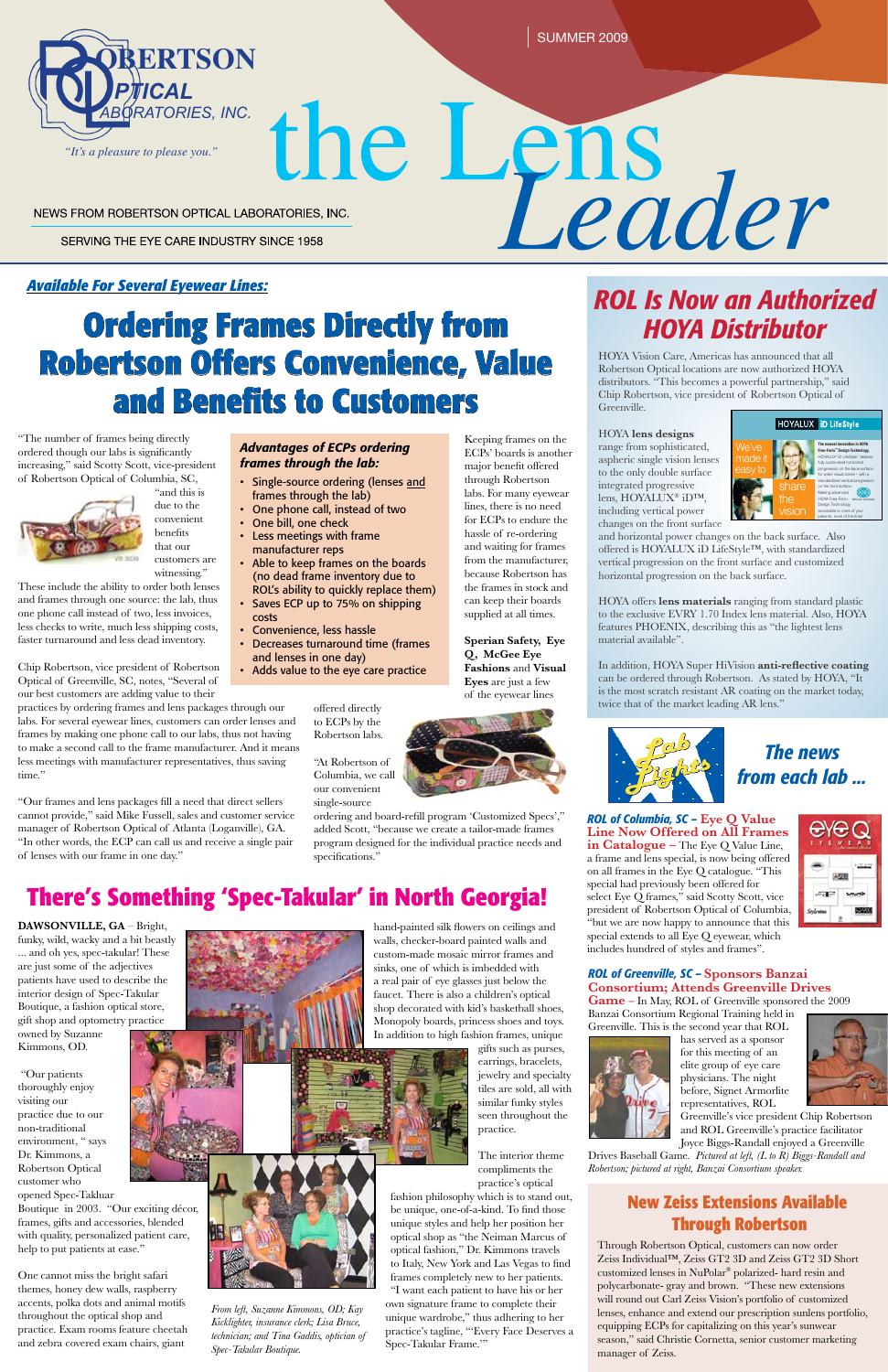# the Lens Leader

ROBERTSON OPTICAL LABORATORIES, INC.

*"It's a pleasure to please you."*

SUMMER 2009

NEWS FROM ROBERTSON OPTICAL LABORATORIES, INC.

SERVING THE EYE CARE INDUSTRY SINCE 1958

***Available For Several Eyewear Lines:***

## Ordering Frames Directly from Robertson Offers Convenience, Value and Benefits to Customers

"The number of frames being directly ordered though our labs is significantly increasing," said Scotty Scott, vice-president of Robertson Optical of Columbia, SC, "and this is due to the convenient benefits that our customers are witnessing." These include the ability to order both lenses and frames through one source: the lab, thus one phone call instead of two, less invoices, less checks to write, much less shipping costs, faster turnaround and less dead inventory.

Chip Robertson, vice president of Robertson Optical of Greenville, SC, notes, "Several of our best customers are adding value to their practices by ordering frames and lens packages through our labs. For several eyewear lines, customers can order lenses and frames by making one phone call to our labs, thus not having to make a second call to the frame manufacturer. And it means less meetings with manufacturer representatives, thus saving time."

"Our frames and lens packages fill a need that direct sellers cannot provide," said Mike Fussell, sales and customer service manager of Robertson Optical of Atlanta (Loganville), GA. "In other words, the ECP can call us and receive a single pair of lenses with our frame in one day."

***Advantages of ECPs ordering frames through the lab:***

- Single-source ordering (lenses and frames through the lab)
- One phone call, instead of two
- One bill, one check
- Less meetings with frame manufacturer reps
- Able to keep frames on the boards (no dead frame inventory due to ROL's ability to quickly replace them)
- Saves ECP up to 75% on shipping costs
- Convenience, less hassle
- Decreases turnaround time (frames and lenses in one day)
- Adds value to the eye care practice

Keeping frames on the ECPs' boards is another major benefit offered through Robertson labs. For many eyewear lines, there is no need for ECPs to endure the hassle of re-ordering and waiting for frames from the manufacturer, because Robertson has the frames in stock and can keep their boards supplied at all times.

**Sperian Safety, Eye Q, McGee Eye Fashions** and **Visual Eyes** are just a few of the eyewear lines offered directly to ECPs by the Robertson labs.

"At Robertson of Columbia, we call our convenient single-source ordering and board-refill program 'Customized Specs'," added Scott, "because we create a tailor-made frames program designed for the individual practice needs and specifications."

## There's Something 'Spec-Takular' in North Georgia!

**DAWSONVILLE, GA** – Bright, funky, wild, wacky and a bit beastly ... and oh yes, spec-takular! These are just some of the adjectives patients have used to describe the interior design of Spec-Takular Boutique, a fashion optical store, gift shop and optometry practice owned by Suzanne Kimmons, OD.

"Our patients thoroughly enjoy visiting our practice due to our non-traditional environment, " says Dr. Kimmons, a Robertson Optical customer who opened Spec-Takluar Boutique in 2003. "Our exciting décor, frames, gifts and accessories, blended with quality, personalized patient care, help to put patients at ease."

One cannot miss the bright safari themes, honey dew walls, raspberry accents, polka dots and animal motifs throughout the optical shop and practice. Exam rooms feature cheetah and zebra covered exam chairs, giant hand-painted silk flowers on ceilings and walls, checker-board painted walls and custom-made mosaic mirror frames and sinks, one of which is imbedded with a real pair of eye glasses just below the faucet. There is also a children's optical shop decorated with kid's basketball shoes, Monopoly boards, princess shoes and toys. In addition to high fashion frames, unique gifts such as purses, earrings, bracelets, jewelry and specialty tiles are sold, all with similar funky styles seen throughout the practice.

The interior theme compliments the practice's optical fashion philosophy which is to stand out, be unique, one-of-a-kind. To find those unique styles and help her position her optical shop as "the Neiman Marcus of optical fashion," Dr. Kimmons travels to Italy, New York and Las Vegas to find frames completely new to her patients. "I want each patient to have his or her own signature frame to complete their unique wardrobe," thus adhering to her practice's tagline, "'Every Face Deserves a Spec-Takular Frame.'"

*From left, Suzanne Kimmons, OD; Kay Kicklighter, insurance clerk; Lisa Bruce, technician; and Tina Gaddis, optician of Spec-Takular Boutique.*

## ROL Is Now an Authorized HOYA Distributor

HOYA Vision Care, Americas has announced that all Robertson Optical locations are now authorized HOYA distributors. "This becomes a powerful partnership," said Chip Robertson, vice president of Robertson Optical of Greenville.

HOYA **lens designs** range from sophisticated, aspheric single vision lenses to the only double surface integrated progressive lens, HOYALUX® iD™, including vertical power changes on the front surface and horizontal power changes on the back surface. Also offered is HOYALUX iD LifeStyle™, with standardized vertical progression on the front surface and customized horizontal progression on the back surface.

HOYA offers **lens materials** ranging from standard plastic to the exclusive EVRY 1.70 Index lens material. Also, HOYA features PHOENIX, describing this as "the lightest lens material available".

In addition, HOYA Super HiVision **anti-reflective coating** can be ordered through Robertson. As stated by HOYA, "It is the most scratch resistant AR coating on the market today, twice that of the market leading AR lens."

## Lab Lights – The news from each lab ...

***ROL of Columbia, SC –* Eye Q Value Line Now Offered on All Frames in Catalogue –** The Eye Q Value Line, a frame and lens special, is now being offered on all frames in the Eye Q catalogue. "This special had previously been offered for select Eye Q frames," said Scotty Scott, vice president of Robertson Optical of Columbia, "but we are now happy to announce that this special extends to all Eye Q eyewear, which includes hundred of styles and frames".

***ROL of Greenville, SC –* Sponsors Banzai Consortium; Attends Greenville Drives Game –** In May, ROL of Greenville sponsored the 2009 Banzai Consortium Regional Training held in Greenville. This is the second year that ROL has served as a sponsor for this meeting of an elite group of eye care physicians. The night before, Signet Armorlite representatives, ROL Greenville's vice president Chip Robertson and ROL Greenville's practice facilitator Joyce Biggs-Randall enjoyed a Greenville Drives Baseball Game. *Pictured at left, (L to R) Biggs-Randall and Robertson; pictured at right, Banzai Consortium speaker.*

## New Zeiss Extensions Available Through Robertson

Through Robertson Optical, customers can now order Zeiss Individual™, Zeiss GT2 3D and Zeiss GT2 3D Short customized lenses in NuPolar® polarized- hard resin and polycarbonate- gray and brown. "These new extensions will round out Carl Zeiss Vision's portfolio of customized lenses, enhance and extend our prescription sunlens portfolio, equipping ECPs for capitalizing on this year's sunwear season," said Christie Cornetta, senior customer marketing manager of Zeiss.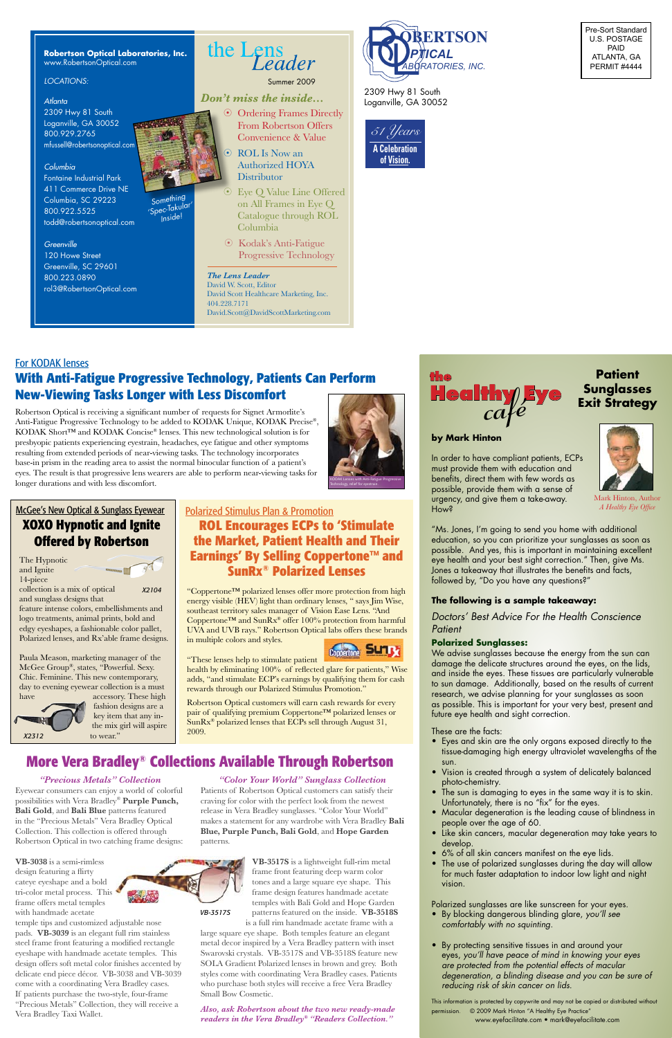**Robertson Optical Laboratories, Inc.**
www.RobertsonOptical.com

*LOCATIONS:*

*Atlanta*
2309 Hwy 81 South
Loganville, GA 30052
800.929.2765
mfussell@robertsonoptical.com

*Columbia*
Fontaine Industrial Park
411 Commerce Drive NE
Columbia, SC 29223
800.922.5525
todd@robertsonoptical.com

*Greenville*
120 Howe Street
Greenville, SC 29601
800.223.0890
rol3@RobertsonOptical.com

Something 'Spec-Takular' Inside!

# the Lens Leader

Summer 2009

***Don't miss the inside…***

- Ordering Frames Directly From Robertson Offers Convenience & Value
- ROL Is Now an Authorized HOYA Distributor
- Eye Q Value Line Offered on All Frames in Eye Q Catalogue through ROL Columbia
- Kodak's Anti-Fatigue Progressive Technology

***The Lens Leader***
David W. Scott, Editor
David Scott Healthcare Marketing, Inc.
404.228.7171
David.Scott@DavidScottMarketing.com

ROBERTSON OPTICAL LABORATORIES, INC.

2309 Hwy 81 South
Loganville, GA 30052

51 Years
A Celebration of Vision.

Pre-Sort Standard
U.S. POSTAGE
PAID
ATLANTA, GA
PERMIT #4444

For KODAK lenses

## With Anti-Fatigue Progressive Technology, Patients Can Perform New-Viewing Tasks Longer with Less Discomfort

Robertson Optical is receiving a significant number of requests for Signet Armorlite's Anti-Fatigue Progressive Technology to be added to KODAK Unique, KODAK Precise®, KODAK Short™ and KODAK Concise® lenses. This new technological solution is for presbyopic patients experiencing eyestrain, headaches, eye fatigue and other symptoms resulting from extended periods of near-viewing tasks. The technology incorporates base-in prism in the reading area to assist the normal binocular function of a patient's eyes. The result is that progressive lens wearers are able to perform near-viewing tasks for longer durations and with less discomfort.

KODAK Lenses with Anti-Fatigue Progressive Technology, relief for eyestrain

McGee's New Optical & Sunglass Eyewear

## XOXO Hypnotic and Ignite Offered by Robertson

The Hypnotic and Ignite 14-piece collection is a mix of optical and sunglass designs that feature intense colors, embellishments and logo treatments, animal prints, bold and edgy eyeshapes, a fashionable color pallet, Polarized lenses, and Rx'able frame designs.

X2104

Paula Meason, marketing manager of the McGee Group®, states, "Powerful. Sexy. Chic. Feminine. This new contemporary, day to evening eyewear collection is a must have accessory. These high fashion designs are a key item that any in-the mix girl will aspire to wear."

X2312

Polarized Stimulus Plan & Promotion

## ROL Encourages ECPs to 'Stimulate the Market, Patient Health and Their Earnings' By Selling Coppertone™ and SunRx® Polarized Lenses

"Coppertone™ polarized lenses offer more protection from high energy visible (HEV) light than ordinary lenses, " says Jim Wise, southeast territory sales manager of Vision Ease Lens. "And Coppertone™ and SunRx® offer 100% protection from harmful UVA and UVB rays." Robertson Optical labs offers these brands in multiple colors and styles.

"These lenses help to stimulate patient health by eliminating 100% of reflected glare for patients," Wise adds, "and stimulate ECP's earnings by qualifying them for cash rewards through our Polarized Stimulus Promotion."

Robertson Optical customers will earn cash rewards for every pair of qualifying premium Coppertone™ polarized lenses or SunRx® polarized lenses that ECPs sell through August 31, 2009.

## More Vera Bradley® Collections Available Through Robertson

### *"Precious Metals" Collection*

Eyewear consumers can enjoy a world of colorful possibilities with Vera Bradley® **Purple Punch, Bali Gold**, and **Bali Blue** patterns featured in the "Precious Metals" Vera Bradley Optical Collection. This collection is offered through Robertson Optical in two catching frame designs:

**VB-3038** is a semi-rimless design featuring a flirty cateye eyeshape and a bold tri-color metal process. This frame offers metal temples with handmade acetate temple tips and customized adjustable nose pads. **VB-3039** is an elegant full rim stainless steel frame front featuring a modified rectangle eyeshape with handmade acetate temples. This design offers soft metal color finishes accented by delicate end piece décor. VB-3038 and VB-3039 come with a coordinating Vera Bradley cases. If patients purchase the two-style, four-frame "Precious Metals" Collection, they will receive a Vera Bradley Taxi Wallet.

### *"Color Your World" Sunglass Collection*

Patients of Robertson Optical customers can satisfy their craving for color with the perfect look from the newest release in Vera Bradley sunglasses. "Color Your World" makes a statement for any wardrobe with Vera Bradley **Bali Blue, Purple Punch, Bali Gold**, and **Hope Garden** patterns.

VB-3517S

**VB-3517S** is a lightweight full-rim metal frame front featuring deep warm color tones and a large square eye shape. This frame design features handmade acetate temples with Bali Gold and Hope Garden patterns featured on the inside. **VB-3518S** is a full rim handmade acetate frame with a large square eye shape. Both temples feature an elegant metal decor inspired by a Vera Bradley pattern with inset Swarovski crystals. VB-3517S and VB-3518S feature new SOLA Gradient Polarized lenses in brown and grey. Both styles come with coordinating Vera Bradley cases. Patients who purchase both styles will receive a free Vera Bradley Small Bow Cosmetic.

***Also, ask Robertson about the two new ready-made readers in the Vera Bradley® "Readers Collection."***

the Healthy Eye cafe

## Patient Sunglasses Exit Strategy

**by Mark Hinton**

Mark Hinton, Author
*A Healthy Eye Office*

In order to have compliant patients, ECPs must provide them with education and benefits, direct them with few words as possible, provide them with a sense of urgency, and give them a take-away. How?

"Ms. Jones, I'm going to send you home with additional education, so you can prioritize your sunglasses as soon as possible. And yes, this is important in maintaining excellent eye health and your best sight correction." Then, give Ms. Jones a takeaway that illustrates the benefits and facts, followed by, "Do you have any questions?"

**The following is a sample takeaway:**

*Doctors' Best Advice For the Health Conscience Patient*

**Polarized Sunglasses:**

We advise sunglasses because the energy from the sun can damage the delicate structures around the eyes, on the lids, and inside the eyes. These tissues are particularly vulnerable to sun damage. Additionally, based on the results of current research, we advise planning for your sunglasses as soon as possible. This is important for your very best, present and future eye health and sight correction.

These are the facts:

- Eyes and skin are the only organs exposed directly to the tissue-damaging high energy ultraviolet wavelengths of the sun.
- Vision is created through a system of delicately balanced photo-chemistry.
- The sun is damaging to eyes in the same way it is to skin. Unfortunately, there is no "fix" for the eyes.
- Macular degeneration is the leading cause of blindness in people over the age of 60.
- Like skin cancers, macular degeneration may take years to develop.
- 6% of all skin cancers manifest on the eye lids.
- The use of polarized sunglasses during the day will allow for much faster adaptation to indoor low light and night vision.

Polarized sunglasses are like sunscreen for your eyes.

- By blocking dangerous blinding glare, *you'll see comfortably with no squinting.*
- By protecting sensitive tissues in and around your eyes, *you'll have peace of mind in knowing your eyes are protected from the potential effects of macular degeneration, a blinding disease and you can be sure of reducing risk of skin cancer on lids.*

This information is protected by copywrite and may not be copied or distributed without permission. © 2009 Mark Hinton "A Healthy Eye Practice"
www.eyefacilitate.com • mark@eyefacilitate.com